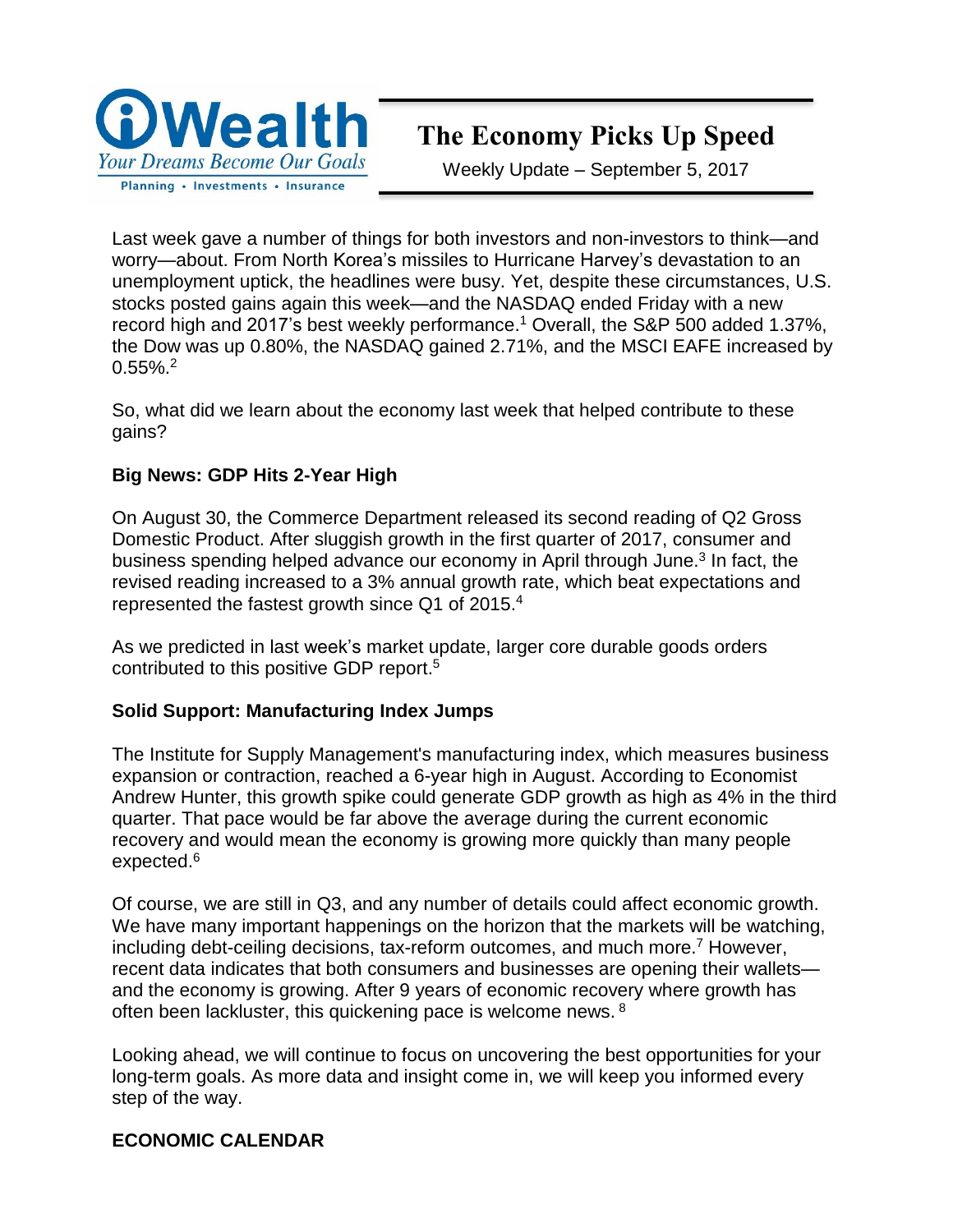iWealth
*Your Dreams Become Our Goals*
Planning • Investments • Insurance

# The Economy Picks Up Speed

Weekly Update – September 5, 2017

Last week gave a number of things for both investors and non-investors to think—and worry—about. From North Korea's missiles to Hurricane Harvey's devastation to an unemployment uptick, the headlines were busy. Yet, despite these circumstances, U.S. stocks posted gains again this week—and the NASDAQ ended Friday with a new record high and 2017's best weekly performance.[1] Overall, the S&P 500 added 1.37%, the Dow was up 0.80%, the NASDAQ gained 2.71%, and the MSCI EAFE increased by 0.55%.[2]

So, what did we learn about the economy last week that helped contribute to these gains?

**Big News: GDP Hits 2-Year High**

On August 30, the Commerce Department released its second reading of Q2 Gross Domestic Product. After sluggish growth in the first quarter of 2017, consumer and business spending helped advance our economy in April through June.[3] In fact, the revised reading increased to a 3% annual growth rate, which beat expectations and represented the fastest growth since Q1 of 2015.[4]

As we predicted in last week's market update, larger core durable goods orders contributed to this positive GDP report.[5]

**Solid Support: Manufacturing Index Jumps**

The Institute for Supply Management's manufacturing index, which measures business expansion or contraction, reached a 6-year high in August. According to Economist Andrew Hunter, this growth spike could generate GDP growth as high as 4% in the third quarter. That pace would be far above the average during the current economic recovery and would mean the economy is growing more quickly than many people expected.[6]

Of course, we are still in Q3, and any number of details could affect economic growth. We have many important happenings on the horizon that the markets will be watching, including debt-ceiling decisions, tax-reform outcomes, and much more.[7] However, recent data indicates that both consumers and businesses are opening their wallets—and the economy is growing. After 9 years of economic recovery where growth has often been lackluster, this quickening pace is welcome news.[8]

Looking ahead, we will continue to focus on uncovering the best opportunities for your long-term goals. As more data and insight come in, we will keep you informed every step of the way.

**ECONOMIC CALENDAR**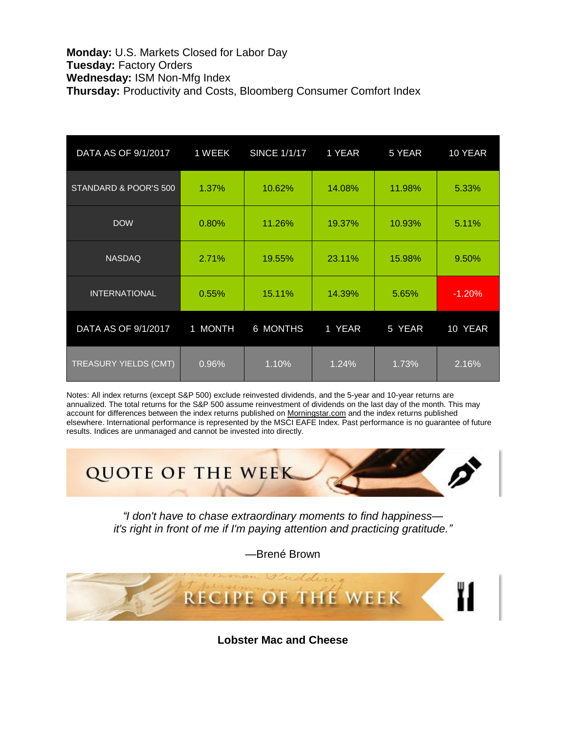**Monday:** U.S. Markets Closed for Labor Day
**Tuesday:** Factory Orders
**Wednesday:** ISM Non-Mfg Index
**Thursday:** Productivity and Costs, Bloomberg Consumer Comfort Index

| DATA AS OF 9/1/2017 | 1 WEEK | SINCE 1/1/17 | 1 YEAR | 5 YEAR | 10 YEAR |
|---|---|---|---|---|---|
| STANDARD & POOR'S 500 | 1.37% | 10.62% | 14.08% | 11.98% | 5.33% |
| DOW | 0.80% | 11.26% | 19.37% | 10.93% | 5.11% |
| NASDAQ | 2.71% | 19.55% | 23.11% | 15.98% | 9.50% |
| INTERNATIONAL | 0.55% | 15.11% | 14.39% | 5.65% | -1.20% |
| DATA AS OF 9/1/2017 | 1 MONTH | 6 MONTHS | 1 YEAR | 5 YEAR | 10 YEAR |
| TREASURY YIELDS (CMT) | 0.96% | 1.10% | 1.24% | 1.73% | 2.16% |

Notes: All index returns (except S&P 500) exclude reinvested dividends, and the 5-year and 10-year returns are annualized. The total returns for the S&P 500 assume reinvestment of dividends on the last day of the month. This may account for differences between the index returns published on Morningstar.com and the index returns published elsewhere. International performance is represented by the MSCI EAFE Index. Past performance is no guarantee of future results. Indices are unmanaged and cannot be invested into directly.

## QUOTE OF THE WEEK

*"I don't have to chase extraordinary moments to find happiness—*
*it's right in front of me if I'm paying attention and practicing gratitude."*

—Brené Brown

## RECIPE OF THE WEEK

**Lobster Mac and Cheese**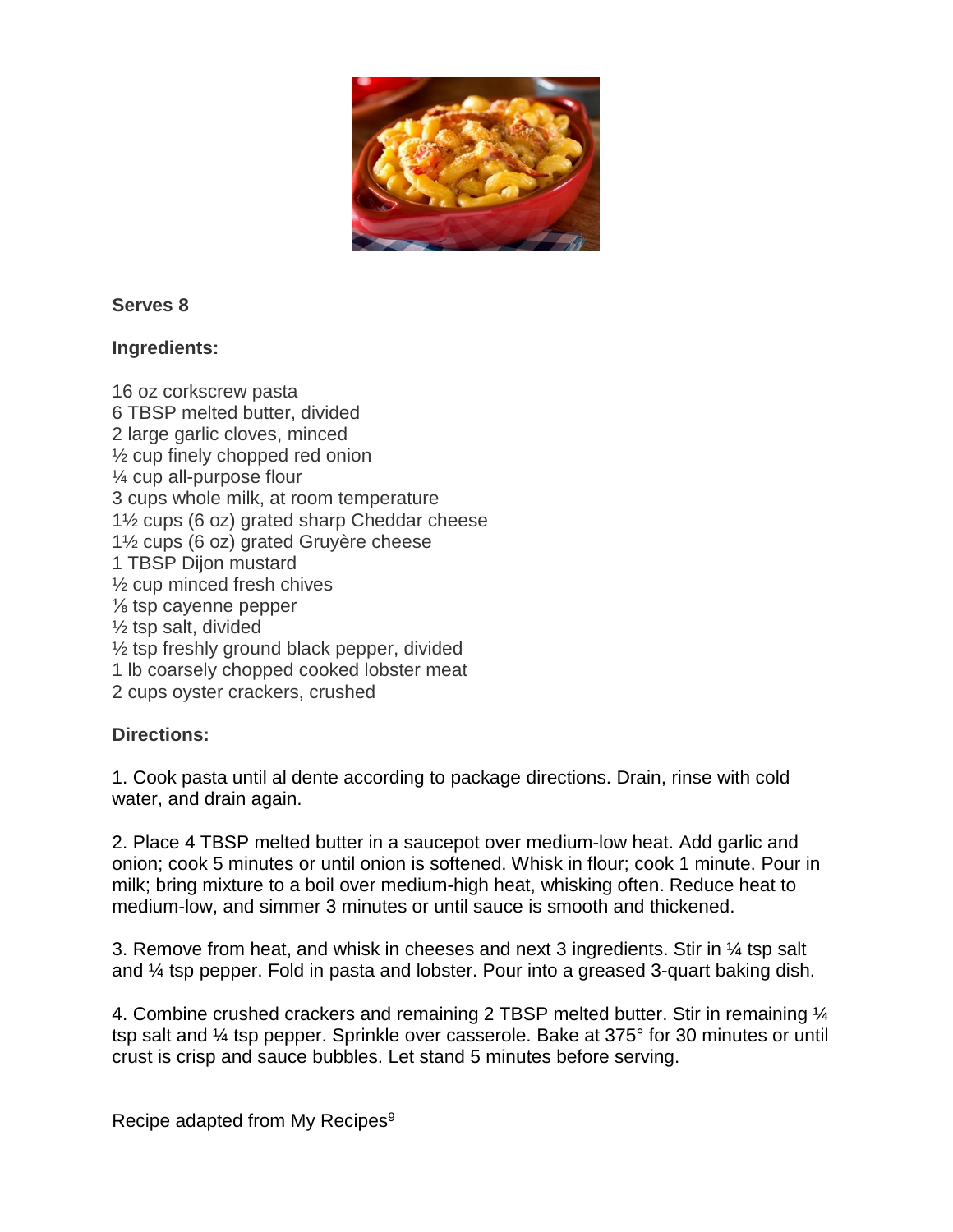**Serves 8**

**Ingredients:**

16 oz corkscrew pasta
6 TBSP melted butter, divided
2 large garlic cloves, minced
½ cup finely chopped red onion
¼ cup all-purpose flour
3 cups whole milk, at room temperature
1½ cups (6 oz) grated sharp Cheddar cheese
1½ cups (6 oz) grated Gruyère cheese
1 TBSP Dijon mustard
½ cup minced fresh chives
⅛ tsp cayenne pepper
½ tsp salt, divided
½ tsp freshly ground black pepper, divided
1 lb coarsely chopped cooked lobster meat
2 cups oyster crackers, crushed

**Directions:**

1. Cook pasta until al dente according to package directions. Drain, rinse with cold water, and drain again.

2. Place 4 TBSP melted butter in a saucepot over medium-low heat. Add garlic and onion; cook 5 minutes or until onion is softened. Whisk in flour; cook 1 minute. Pour in milk; bring mixture to a boil over medium-high heat, whisking often. Reduce heat to medium-low, and simmer 3 minutes or until sauce is smooth and thickened.

3. Remove from heat, and whisk in cheeses and next 3 ingredients. Stir in ¼ tsp salt and ¼ tsp pepper. Fold in pasta and lobster. Pour into a greased 3-quart baking dish.

4. Combine crushed crackers and remaining 2 TBSP melted butter. Stir in remaining ¼ tsp salt and ¼ tsp pepper. Sprinkle over casserole. Bake at 375° for 30 minutes or until crust is crisp and sauce bubbles. Let stand 5 minutes before serving.

Recipe adapted from My Recipes[9]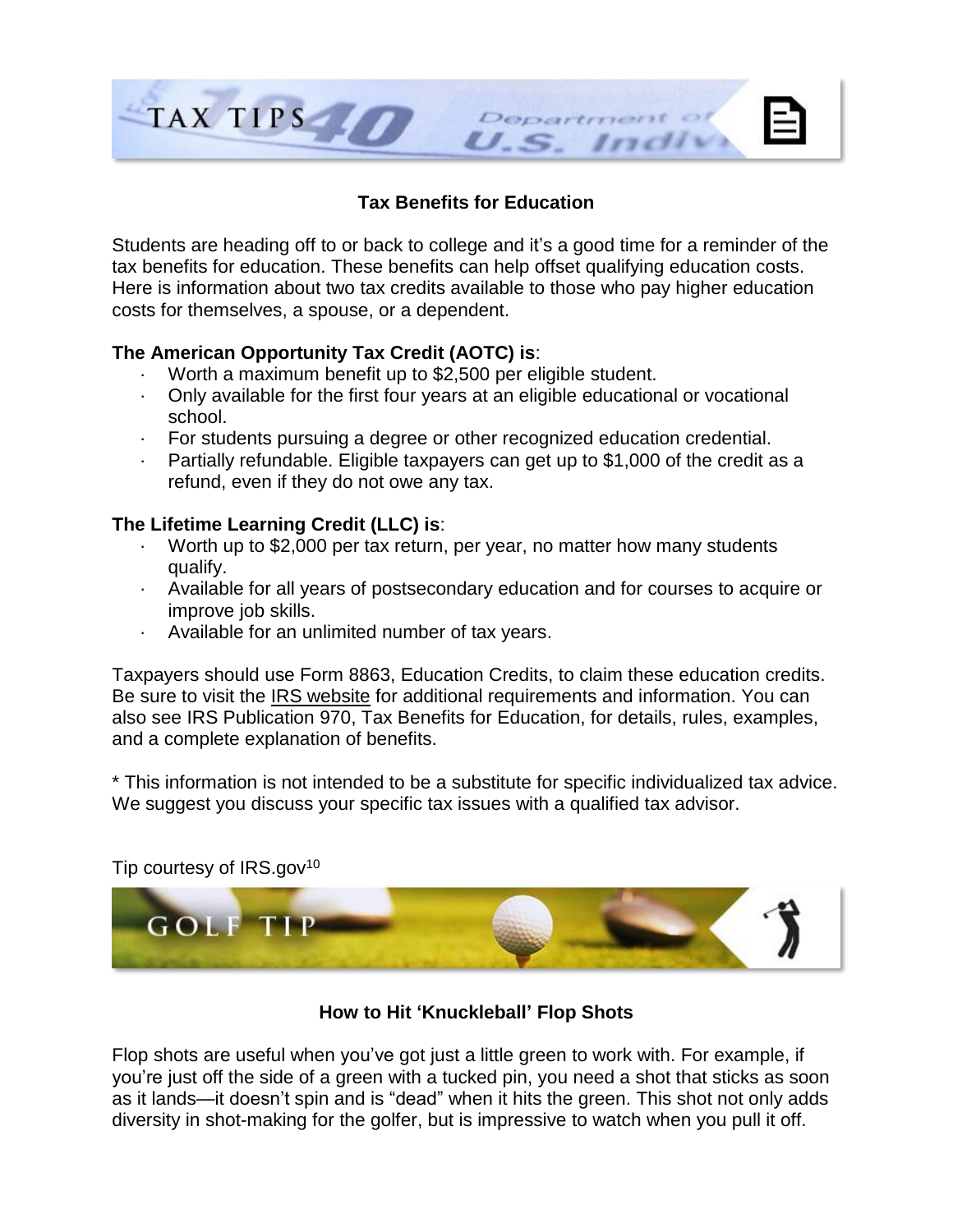## Tax Benefits for Education

Students are heading off to or back to college and it's a good time for a reminder of the tax benefits for education. These benefits can help offset qualifying education costs. Here is information about two tax credits available to those who pay higher education costs for themselves, a spouse, or a dependent.

**The American Opportunity Tax Credit (AOTC) is**:

- Worth a maximum benefit up to $2,500 per eligible student.
- Only available for the first four years at an eligible educational or vocational school.
- For students pursuing a degree or other recognized education credential.
- Partially refundable. Eligible taxpayers can get up to $1,000 of the credit as a refund, even if they do not owe any tax.

**The Lifetime Learning Credit (LLC) is**:

- Worth up to $2,000 per tax return, per year, no matter how many students qualify.
- Available for all years of postsecondary education and for courses to acquire or improve job skills.
- Available for an unlimited number of tax years.

Taxpayers should use Form 8863, Education Credits, to claim these education credits. Be sure to visit the IRS website for additional requirements and information. You can also see IRS Publication 970, Tax Benefits for Education, for details, rules, examples, and a complete explanation of benefits.

* This information is not intended to be a substitute for specific individualized tax advice. We suggest you discuss your specific tax issues with a qualified tax advisor.

Tip courtesy of IRS.gov[10]

## How to Hit 'Knuckleball' Flop Shots

Flop shots are useful when you've got just a little green to work with. For example, if you're just off the side of a green with a tucked pin, you need a shot that sticks as soon as it lands—it doesn't spin and is "dead" when it hits the green. This shot not only adds diversity in shot-making for the golfer, but is impressive to watch when you pull it off.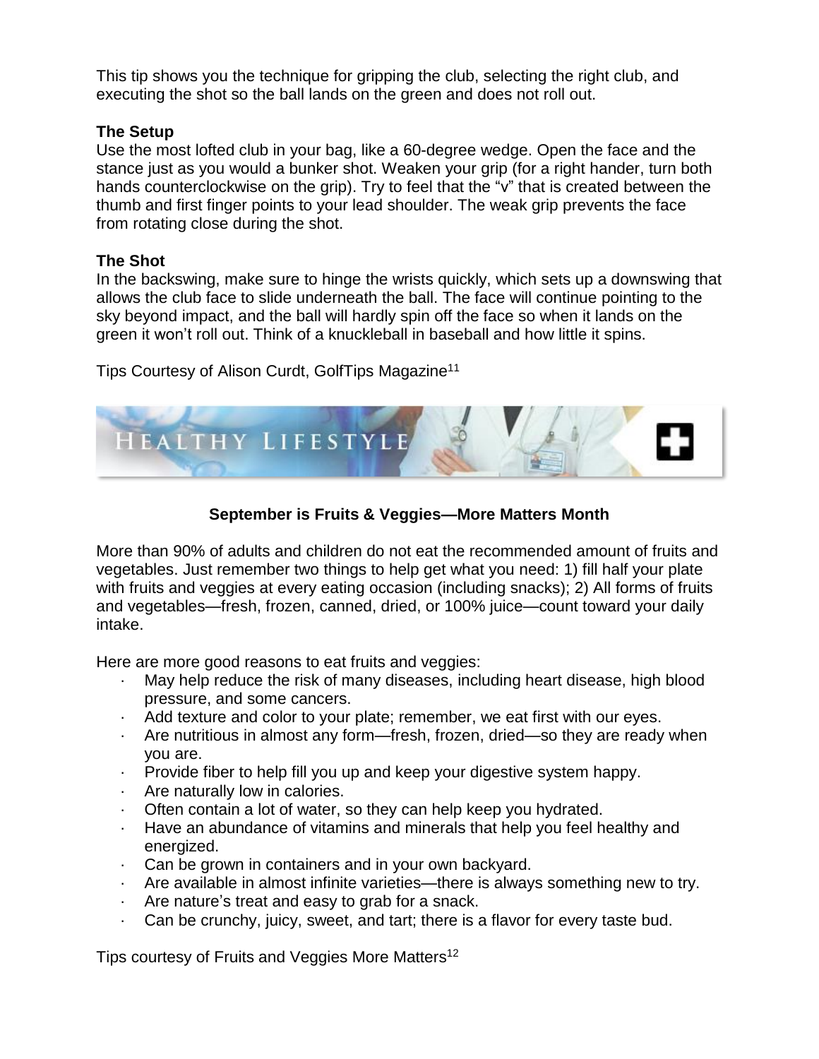This tip shows you the technique for gripping the club, selecting the right club, and executing the shot so the ball lands on the green and does not roll out.

**The Setup**

Use the most lofted club in your bag, like a 60-degree wedge. Open the face and the stance just as you would a bunker shot. Weaken your grip (for a right hander, turn both hands counterclockwise on the grip). Try to feel that the "v" that is created between the thumb and first finger points to your lead shoulder. The weak grip prevents the face from rotating close during the shot.

**The Shot**

In the backswing, make sure to hinge the wrists quickly, which sets up a downswing that allows the club face to slide underneath the ball. The face will continue pointing to the sky beyond impact, and the ball will hardly spin off the face so when it lands on the green it won't roll out. Think of a knuckleball in baseball and how little it spins.

Tips Courtesy of Alison Curdt, GolfTips Magazine[11]

HEALTHY LIFESTYLE

**September is Fruits & Veggies—More Matters Month**

More than 90% of adults and children do not eat the recommended amount of fruits and vegetables. Just remember two things to help get what you need: 1) fill half your plate with fruits and veggies at every eating occasion (including snacks); 2) All forms of fruits and vegetables—fresh, frozen, canned, dried, or 100% juice—count toward your daily intake.

Here are more good reasons to eat fruits and veggies:

- May help reduce the risk of many diseases, including heart disease, high blood pressure, and some cancers.
- Add texture and color to your plate; remember, we eat first with our eyes.
- Are nutritious in almost any form—fresh, frozen, dried—so they are ready when you are.
- Provide fiber to help fill you up and keep your digestive system happy.
- Are naturally low in calories.
- Often contain a lot of water, so they can help keep you hydrated.
- Have an abundance of vitamins and minerals that help you feel healthy and energized.
- Can be grown in containers and in your own backyard.
- Are available in almost infinite varieties—there is always something new to try.
- Are nature's treat and easy to grab for a snack.
- Can be crunchy, juicy, sweet, and tart; there is a flavor for every taste bud.

Tips courtesy of Fruits and Veggies More Matters[12]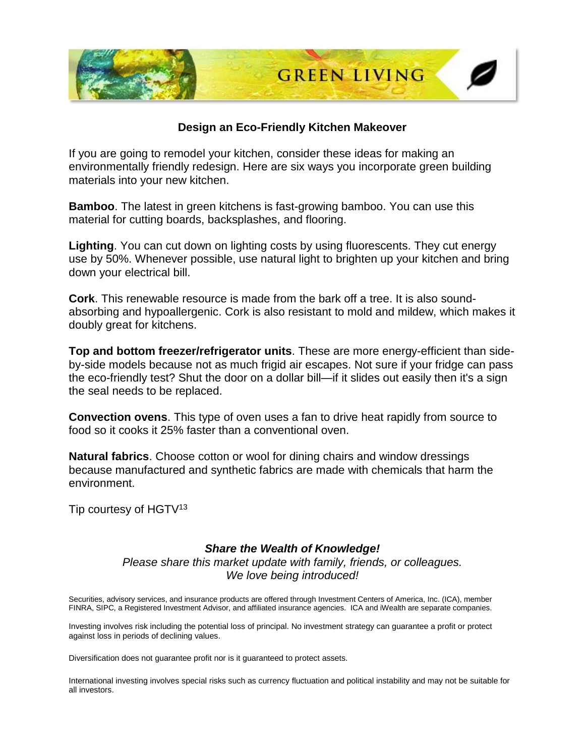GREEN LIVING

## Design an Eco-Friendly Kitchen Makeover

If you are going to remodel your kitchen, consider these ideas for making an environmentally friendly redesign. Here are six ways you incorporate green building materials into your new kitchen.

**Bamboo**. The latest in green kitchens is fast-growing bamboo. You can use this material for cutting boards, backsplashes, and flooring.

**Lighting**. You can cut down on lighting costs by using fluorescents. They cut energy use by 50%. Whenever possible, use natural light to brighten up your kitchen and bring down your electrical bill.

**Cork**. This renewable resource is made from the bark off a tree. It is also sound-absorbing and hypoallergenic. Cork is also resistant to mold and mildew, which makes it doubly great for kitchens.

**Top and bottom freezer/refrigerator units**. These are more energy-efficient than side-by-side models because not as much frigid air escapes. Not sure if your fridge can pass the eco-friendly test? Shut the door on a dollar bill—if it slides out easily then it's a sign the seal needs to be replaced.

**Convection ovens**. This type of oven uses a fan to drive heat rapidly from source to food so it cooks it 25% faster than a conventional oven.

**Natural fabrics**. Choose cotton or wool for dining chairs and window dressings because manufactured and synthetic fabrics are made with chemicals that harm the environment.

Tip courtesy of HGTV[13]

***Share the Wealth of Knowledge!***

*Please share this market update with family, friends, or colleagues.*
*We love being introduced!*

Securities, advisory services, and insurance products are offered through Investment Centers of America, Inc. (ICA), member FINRA, SIPC, a Registered Investment Advisor, and affiliated insurance agencies. ICA and iWealth are separate companies.

Investing involves risk including the potential loss of principal. No investment strategy can guarantee a profit or protect against loss in periods of declining values.

Diversification does not guarantee profit nor is it guaranteed to protect assets.

International investing involves special risks such as currency fluctuation and political instability and may not be suitable for all investors.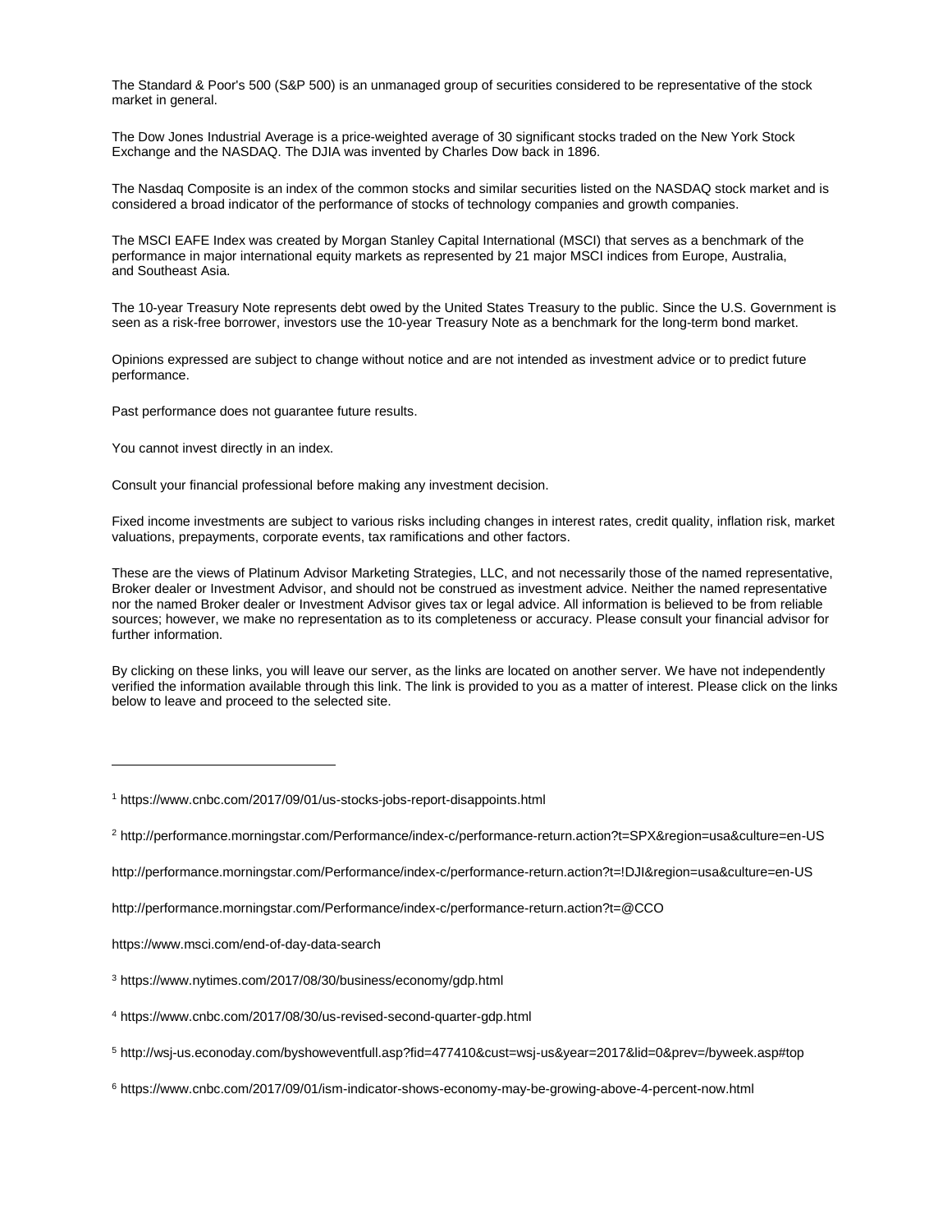The Standard & Poor's 500 (S&P 500) is an unmanaged group of securities considered to be representative of the stock market in general.

The Dow Jones Industrial Average is a price-weighted average of 30 significant stocks traded on the New York Stock Exchange and the NASDAQ. The DJIA was invented by Charles Dow back in 1896.

The Nasdaq Composite is an index of the common stocks and similar securities listed on the NASDAQ stock market and is considered a broad indicator of the performance of stocks of technology companies and growth companies.

The MSCI EAFE Index was created by Morgan Stanley Capital International (MSCI) that serves as a benchmark of the performance in major international equity markets as represented by 21 major MSCI indices from Europe, Australia, and Southeast Asia.

The 10-year Treasury Note represents debt owed by the United States Treasury to the public. Since the U.S. Government is seen as a risk-free borrower, investors use the 10-year Treasury Note as a benchmark for the long-term bond market.

Opinions expressed are subject to change without notice and are not intended as investment advice or to predict future performance.

Past performance does not guarantee future results.

You cannot invest directly in an index.

Consult your financial professional before making any investment decision.

Fixed income investments are subject to various risks including changes in interest rates, credit quality, inflation risk, market valuations, prepayments, corporate events, tax ramifications and other factors.

These are the views of Platinum Advisor Marketing Strategies, LLC, and not necessarily those of the named representative, Broker dealer or Investment Advisor, and should not be construed as investment advice. Neither the named representative nor the named Broker dealer or Investment Advisor gives tax or legal advice. All information is believed to be from reliable sources; however, we make no representation as to its completeness or accuracy. Please consult your financial advisor for further information.

By clicking on these links, you will leave our server, as the links are located on another server. We have not independently verified the information available through this link. The link is provided to you as a matter of interest. Please click on the links below to leave and proceed to the selected site.

---

[1] https://www.cnbc.com/2017/09/01/us-stocks-jobs-report-disappoints.html

[2] http://performance.morningstar.com/Performance/index-c/performance-return.action?t=SPX&region=usa&culture=en-US

http://performance.morningstar.com/Performance/index-c/performance-return.action?t=!DJI&region=usa&culture=en-US

http://performance.morningstar.com/Performance/index-c/performance-return.action?t=@CCO

https://www.msci.com/end-of-day-data-search

[3] https://www.nytimes.com/2017/08/30/business/economy/gdp.html

[4] https://www.cnbc.com/2017/08/30/us-revised-second-quarter-gdp.html

[5] http://wsj-us.econoday.com/byshoweventfull.asp?fid=477410&cust=wsj-us&year=2017&lid=0&prev=/byweek.asp#top

[6] https://www.cnbc.com/2017/09/01/ism-indicator-shows-economy-may-be-growing-above-4-percent-now.html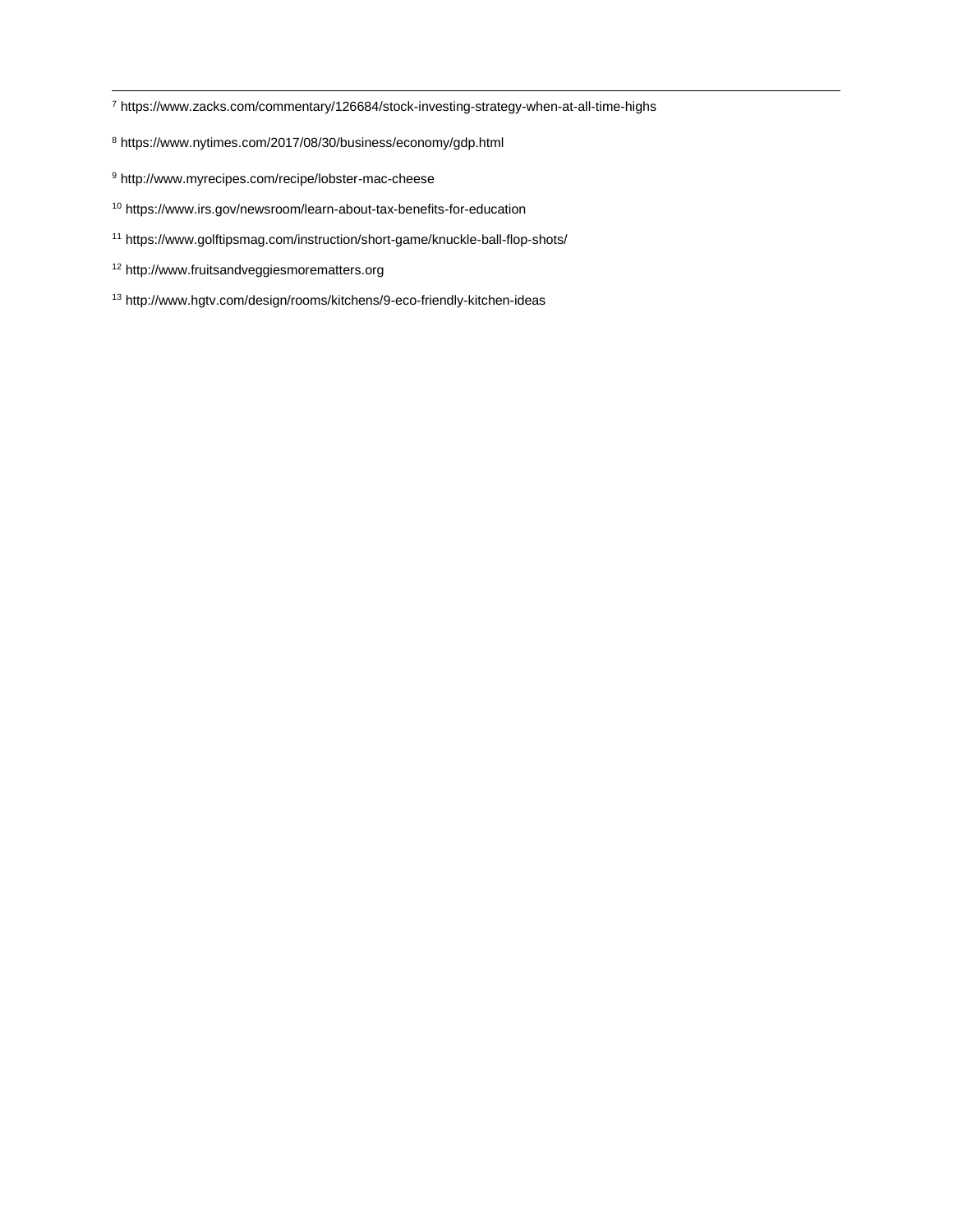---

[7] https://www.zacks.com/commentary/126684/stock-investing-strategy-when-at-all-time-highs

[8] https://www.nytimes.com/2017/08/30/business/economy/gdp.html

[9] http://www.myrecipes.com/recipe/lobster-mac-cheese

[10] https://www.irs.gov/newsroom/learn-about-tax-benefits-for-education

[11] https://www.golftipsmag.com/instruction/short-game/knuckle-ball-flop-shots/

[12] http://www.fruitsandveggiesmorematters.org

[13] http://www.hgtv.com/design/rooms/kitchens/9-eco-friendly-kitchen-ideas